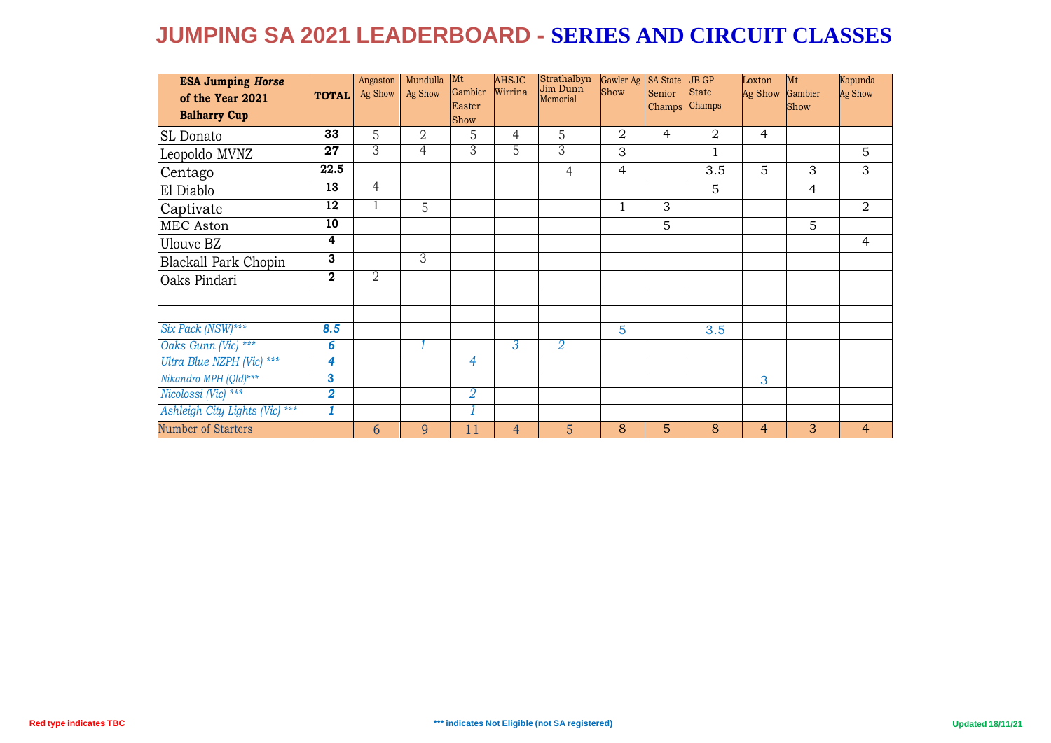# JUMPING SA 2021 LEADERBOARD - SERIES AND CIRCUIT CLASSES

| ESA Jumping *Horse* of the Year 2021 Balharry Cup | TOTAL | Angaston Ag Show | Mundulla Ag Show | Mt Gambier Easter Show | AHSJC Wirrina | Strathalbyn Jim Dunn Memorial | Gawler Ag Show | SA State Senior Champs | JB GP State Champs | Loxton Ag Show | Mt Gambier Show | Kapunda Ag Show |
|---|---|---|---|---|---|---|---|---|---|---|---|---|
| SL Donato | **33** | 5 | 2 | 5 | 4 | 5 | 2 | 4 | 2 | 4 | | |
| Leopoldo MVNZ | **27** | 3 | 4 | 3 | 5 | 3 | 3 | | 1 | | | 5 |
| Centago | **22.5** | | | | | 4 | 4 | | 3.5 | 5 | 3 | 3 |
| El Diablo | **13** | 4 | | | | | | | 5 | | 4 | |
| Captivate | **12** | 1 | 5 | | | | 1 | 3 | | | | 2 |
| MEC Aston | **10** | | | | | | | 5 | | | 5 | |
| Ulouve BZ | **4** | | | | | | | | | | | 4 |
| Blackall Park Chopin | **3** | | 3 | | | | | | | | | |
| Oaks Pindari | **2** | 2 | | | | | | | | | | |
| | | | | | | | | | | | | |
| | | | | | | | | | | | | |
| *Six Pack (NSW)**** | ***8.5*** | | | | | | 5 | | 3.5 | | | |
| *Oaks Gunn (Vic) **** | ***6*** | | *1* | | *3* | *2* | | | | | | |
| *Ultra Blue NZPH (Vic) **** | ***4*** | | | *4* | | | | | | | | |
| *Nikandro MPH (Qld)**** | ***3*** | | | | | | | | | 3 | | |
| *Nicolossi (Vic) **** | ***2*** | | | *2* | | | | | | | | |
| *Ashleigh City Lights (Vic) **** | ***1*** | | | *1* | | | | | | | | |
| Number of Starters | | 6 | 9 | 11 | 4 | 5 | 8 | 5 | 8 | 4 | 3 | 4 |

Red type indicates TBC

*** indicates Not Eligible (not SA registered)

Updated 18/11/21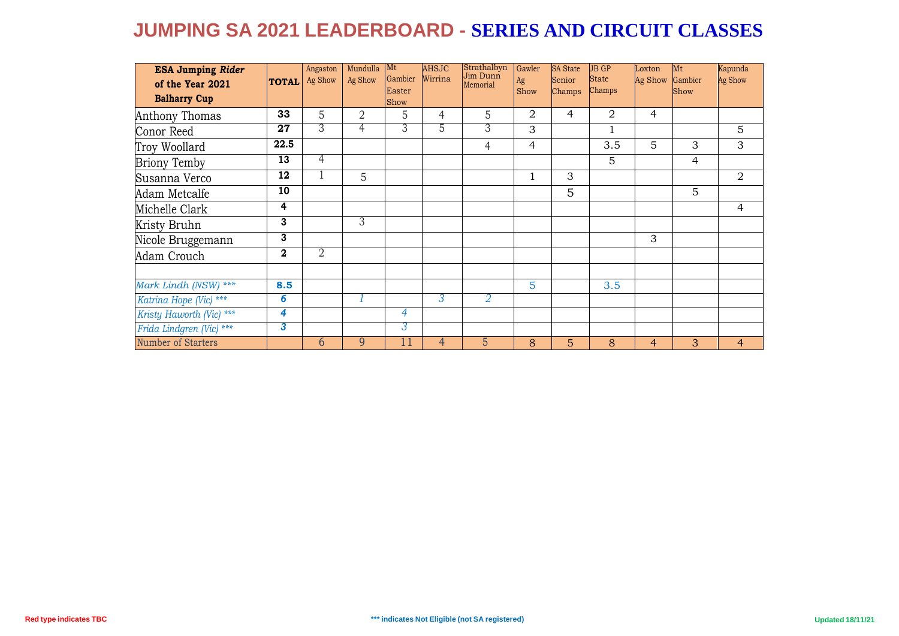# JUMPING SA 2021 LEADERBOARD - SERIES AND CIRCUIT CLASSES

| ESA Jumping *Rider* of the Year 2021 Balharry Cup | TOTAL | Angaston Ag Show | Mundulla Ag Show | Mt Gambier Easter Show | AHSJC Wirrina | Strathalbyn Jim Dunn Memorial | Gawler Ag Show | SA State Senior Champs | JB GP State Champs | Loxton Ag Show | Mt Gambier Show | Kapunda Ag Show |
|---|---|---|---|---|---|---|---|---|---|---|---|---|
| Anthony Thomas | **33** | 5 | 2 | 5 | 4 | 5 | 2 | 4 | 2 | 4 | | |
| Conor Reed | **27** | 3 | 4 | 3 | 5 | 3 | 3 | | 1 | | | 5 |
| Troy Woollard | **22.5** | | | | | 4 | 4 | | 3.5 | 5 | 3 | 3 |
| Briony Temby | **13** | 4 | | | | | | | 5 | | 4 | |
| Susanna Verco | **12** | 1 | 5 | | | | 1 | 3 | | | | 2 |
| Adam Metcalfe | **10** | | | | | | | 5 | | | 5 | |
| Michelle Clark | **4** | | | | | | | | | | | 4 |
| Kristy Bruhn | **3** | | 3 | | | | | | | | | |
| Nicole Bruggemann | **3** | | | | | | | | | 3 | | |
| Adam Crouch | **2** | 2 | | | | | | | | | | |
| | | | | | | | | | | | | |
| *Mark Lindh (NSW) **** | **8.5** | | | | | | 5 | | 3.5 | | | |
| *Katrina Hope (Vic) **** | ***6*** | | *1* | | *3* | *2* | | | | | | |
| *Kristy Haworth (Vic) **** | ***4*** | | | *4* | | | | | | | | |
| *Frida Lindgren (Vic) **** | ***3*** | | | *3* | | | | | | | | |
| Number of Starters | | 6 | 9 | 11 | 4 | 5 | 8 | 5 | 8 | 4 | 3 | 4 |

Red type indicates TBC

*** indicates Not Eligible (not SA registered)

Updated 18/11/21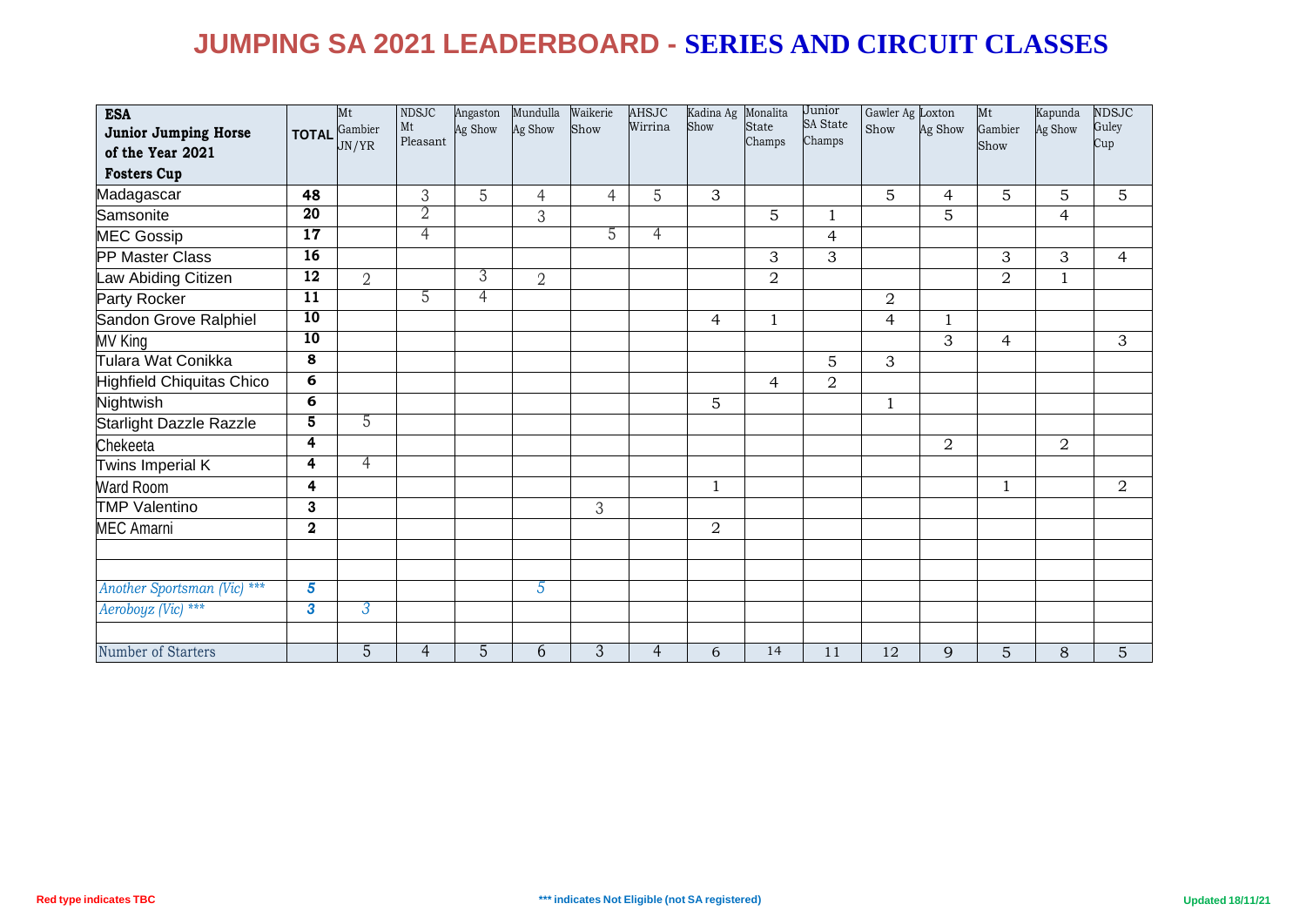# JUMPING SA 2021 LEADERBOARD - SERIES AND CIRCUIT CLASSES

| ESA Junior Jumping Horse of the Year 2021 Fosters Cup | TOTAL | Mt Gambier JN/YR | NDSJC Mt Pleasant | Angaston Ag Show | Mundulla Ag Show | Waikerie Show | AHSJC Wirrina | Kadina Ag Show | Monalita State Champs | Junior SA State Champs | Gawler Ag Show | Loxton Ag Show | Mt Gambier Show | Kapunda Ag Show | NDSJC Guley Cup |
|---|---|---|---|---|---|---|---|---|---|---|---|---|---|---|---|
| Madagascar | 48 | | 3 | 5 | 4 | 4 | 5 | 3 | | | 5 | 4 | 5 | 5 | 5 |
| Samsonite | 20 | | 2 | | 3 | | | | 5 | 1 | | 5 | | 4 | |
| MEC Gossip | 17 | | 4 | | | 5 | 4 | | | 4 | | | | | |
| PP Master Class | 16 | | | | | | | | 3 | 3 | | | 3 | 3 | 4 |
| Law Abiding Citizen | 12 | 2 | | 3 | 2 | | | | 2 | | | | 2 | 1 | |
| Party Rocker | 11 | | 5 | 4 | | | | | | | 2 | | | | |
| Sandon Grove Ralphiel | 10 | | | | | | | 4 | 1 | | 4 | 1 | | | |
| MV King | 10 | | | | | | | | | | | 3 | 4 | | 3 |
| Tulara Wat Conikka | 8 | | | | | | | | | 5 | 3 | | | | |
| Highfield Chiquitas Chico | 6 | | | | | | | | 4 | 2 | | | | | |
| Nightwish | 6 | | | | | | | 5 | | | 1 | | | | |
| Starlight Dazzle Razzle | 5 | 5 | | | | | | | | | | | | | |
| Chekeeta | 4 | | | | | | | | | | | 2 | | 2 | |
| Twins Imperial K | 4 | 4 | | | | | | | | | | | | | |
| Ward Room | 4 | | | | | | | 1 | | | | | 1 | | 2 |
| TMP Valentino | 3 | | | | | 3 | | | | | | | | | |
| MEC Amarni | 2 | | | | | | | 2 | | | | | | | |
| | | | | | | | | | | | | | | | |
| | | | | | | | | | | | | | | | |
| *Another Sportsman (Vic) **** | *5* | | | | *5* | | | | | | | | | | |
| *Aeroboyz (Vic) **** | *3* | *3* | | | | | | | | | | | | | |
| | | | | | | | | | | | | | | | |
| Number of Starters | | 5 | 4 | 5 | 6 | 3 | 4 | 6 | 14 | 11 | 12 | 9 | 5 | 8 | 5 |

Red type indicates TBC

*** indicates Not Eligible (not SA registered)

Updated 18/11/21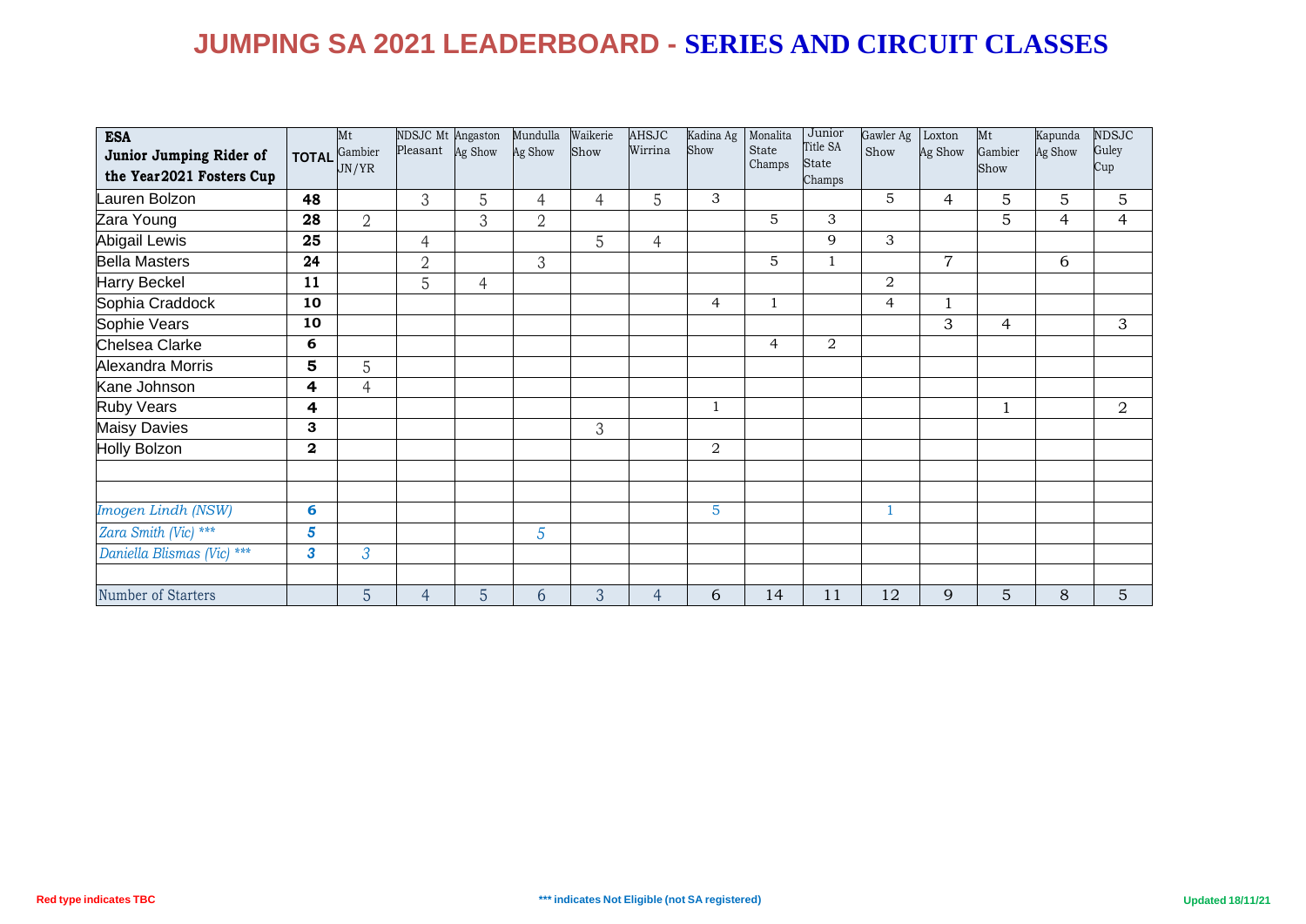# JUMPING SA 2021 LEADERBOARD - SERIES AND CIRCUIT CLASSES

| ESA Junior Jumping Rider of the Year2021 Fosters Cup | TOTAL | Mt Gambier JN/YR | NDSJC Mt Pleasant | Angaston Ag Show | Mundulla Ag Show | Waikerie Show | AHSJC Wirrina | Kadina Ag Show | Monalita State Champs | Junior Title SA State Champs | Gawler Ag Show | Loxton Ag Show | Mt Gambier Show | Kapunda Ag Show | NDSJC Guley Cup |
|---|---|---|---|---|---|---|---|---|---|---|---|---|---|---|---|
| Lauren Bolzon | 48 | | 3 | 5 | 4 | 4 | 5 | 3 | | | 5 | 4 | 5 | 5 | 5 |
| Zara Young | 28 | 2 | | 3 | 2 | | | | 5 | 3 | | | 5 | 4 | 4 |
| Abigail Lewis | 25 | | 4 | | | 5 | 4 | | | 9 | 3 | | | | |
| Bella Masters | 24 | | 2 | | 3 | | | | 5 | 1 | | 7 | | 6 | |
| Harry Beckel | 11 | | 5 | 4 | | | | | | | 2 | | | | |
| Sophia Craddock | 10 | | | | | | | 4 | 1 | | 4 | 1 | | | |
| Sophie Vears | 10 | | | | | | | | | | | 3 | 4 | | 3 |
| Chelsea Clarke | 6 | | | | | | | | 4 | 2 | | | | | |
| Alexandra Morris | 5 | 5 | | | | | | | | | | | | | |
| Kane Johnson | 4 | 4 | | | | | | | | | | | | | |
| Ruby Vears | 4 | | | | | | | 1 | | | | | 1 | | 2 |
| Maisy Davies | 3 | | | | | 3 | | | | | | | | | |
| Holly Bolzon | 2 | | | | | | | 2 | | | | | | | |
| | | | | | | | | | | | | | | | |
| | | | | | | | | | | | | | | | |
| *Imogen Lindh (NSW)* | 6 | | | | | | | 5 | | | 1 | | | | |
| *Zara Smith (Vic) **** | *5* | | | | *5* | | | | | | | | | | |
| *Daniella Blismas (Vic) **** | *3* | *3* | | | | | | | | | | | | | |
| | | | | | | | | | | | | | | | |
| Number of Starters | | 5 | 4 | 5 | 6 | 3 | 4 | 6 | 14 | 11 | 12 | 9 | 5 | 8 | 5 |

Red type indicates TBC

*** indicates Not Eligible (not SA registered)

Updated 18/11/21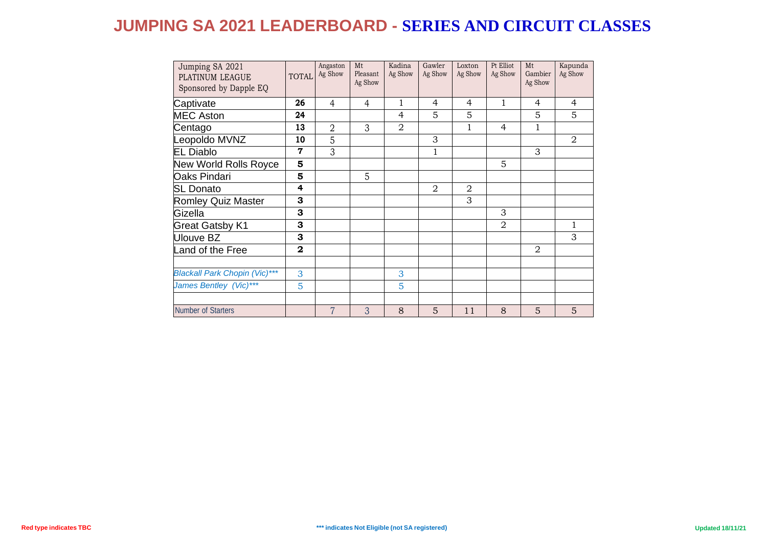# JUMPING SA 2021 LEADERBOARD - SERIES AND CIRCUIT CLASSES

| Jumping SA 2021 PLATINUM LEAGUE Sponsored by Dapple EQ | TOTAL | Angaston Ag Show | Mt Pleasant Ag Show | Kadina Ag Show | Gawler Ag Show | Loxton Ag Show | Pt Elliot Ag Show | Mt Gambier Ag Show | Kapunda Ag Show |
|---|---|---|---|---|---|---|---|---|---|
| Captivate | **26** | 4 | 4 | 1 | 4 | 4 | 1 | 4 | 4 |
| MEC Aston | **24** | | | 4 | 5 | 5 | | 5 | 5 |
| Centago | **13** | 2 | 3 | 2 | | 1 | 4 | 1 | |
| Leopoldo MVNZ | **10** | 5 | | | 3 | | | | 2 |
| EL Diablo | **7** | 3 | | | 1 | | | 3 | |
| New World Rolls Royce | **5** | | | | | | 5 | | |
| Oaks Pindari | **5** | | 5 | | | | | | |
| SL Donato | **4** | | | | 2 | 2 | | | |
| Romley Quiz Master | **3** | | | | | 3 | | | |
| Gizella | **3** | | | | | | 3 | | |
| Great Gatsby K1 | **3** | | | | | | 2 | | 1 |
| Ulouve BZ | **3** | | | | | | | | 3 |
| Land of the Free | **2** | | | | | | | 2 | |
| | | | | | | | | | |
| *Blackall Park Chopin (Vic)**** | 3 | | | 3 | | | | | |
| *James Bentley (Vic)**** | 5 | | | 5 | | | | | |
| | | | | | | | | | |
| Number of Starters | | 7 | 3 | 8 | 5 | 11 | 8 | 5 | 5 |

**Red type indicates TBC**

**\*\*\* indicates Not Eligible (not SA registered)**

**Updated 18/11/21**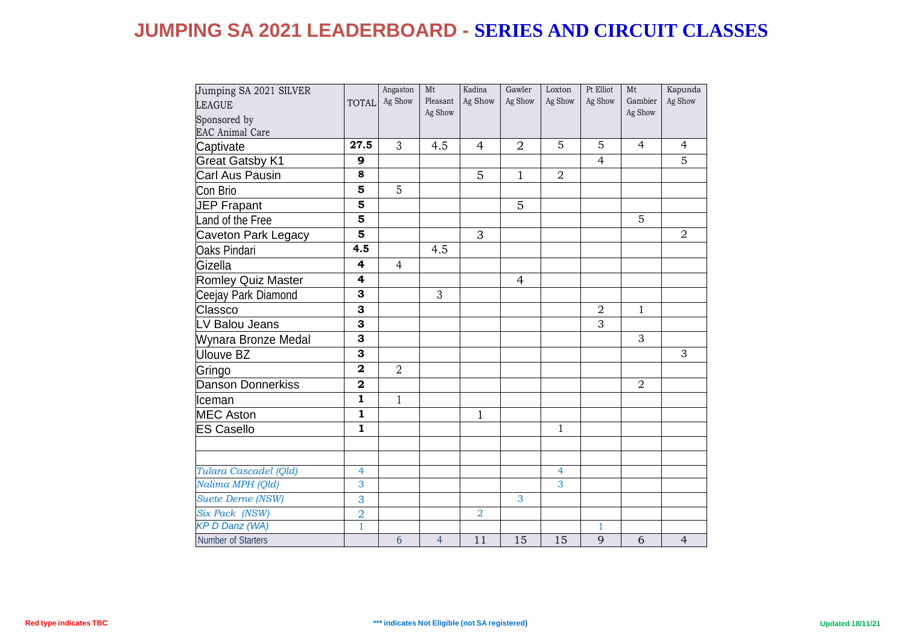# JUMPING SA 2021 LEADERBOARD - SERIES AND CIRCUIT CLASSES

| Jumping SA 2021 SILVER LEAGUE Sponsored by EAC Animal Care | TOTAL | Angaston Ag Show | Mt Pleasant Ag Show | Kadina Ag Show | Gawler Ag Show | Loxton Ag Show | Pt Elliot Ag Show | Mt Gambier Ag Show | Kapunda Ag Show |
|---|---|---|---|---|---|---|---|---|---|
| Captivate | **27.5** | 3 | 4.5 | 4 | 2 | 5 | 5 | 4 | 4 |
| Great Gatsby K1 | **9** | | | | | | 4 | | 5 |
| Carl Aus Pausin | **8** | | | 5 | 1 | 2 | | | |
| Con Brio | **5** | 5 | | | | | | | |
| JEP Frapant | **5** | | | | 5 | | | | |
| Land of the Free | **5** | | | | | | | 5 | |
| Caveton Park Legacy | **5** | | | 3 | | | | | 2 |
| Oaks Pindari | **4.5** | | 4.5 | | | | | | |
| Gizella | **4** | 4 | | | | | | | |
| Romley Quiz Master | **4** | | | | 4 | | | | |
| Ceejay Park Diamond | **3** | | 3 | | | | | | |
| Classco | **3** | | | | | | 2 | 1 | |
| LV Balou Jeans | **3** | | | | | | 3 | | |
| Wynara Bronze Medal | **3** | | | | | | | 3 | |
| Ulouve BZ | **3** | | | | | | | | 3 |
| Gringo | **2** | 2 | | | | | | | |
| Danson Donnerkiss | **2** | | | | | | | 2 | |
| Iceman | **1** | 1 | | | | | | | |
| MEC Aston | **1** | | | 1 | | | | | |
| ES Casello | **1** | | | | | 1 | | | |
| | | | | | | | | | |
| | | | | | | | | | |
| *Tulara Cascadel (Qld)* | 4 | | | | | 4 | | | |
| *Nalima MPH (Qld)* | 3 | | | | | 3 | | | |
| *Suete Derne (NSW)* | 3 | | | | 3 | | | | |
| *Six Pack (NSW)* | 2 | | | 2 | | | | | |
| *KP D Danz (WA)* | 1 | | | | | | 1 | | |
| Number of Starters | | 6 | 4 | 11 | 15 | 15 | 9 | 6 | 4 |

Red type indicates TBC

*** indicates Not Eligible (not SA registered)

Updated 18/11/21